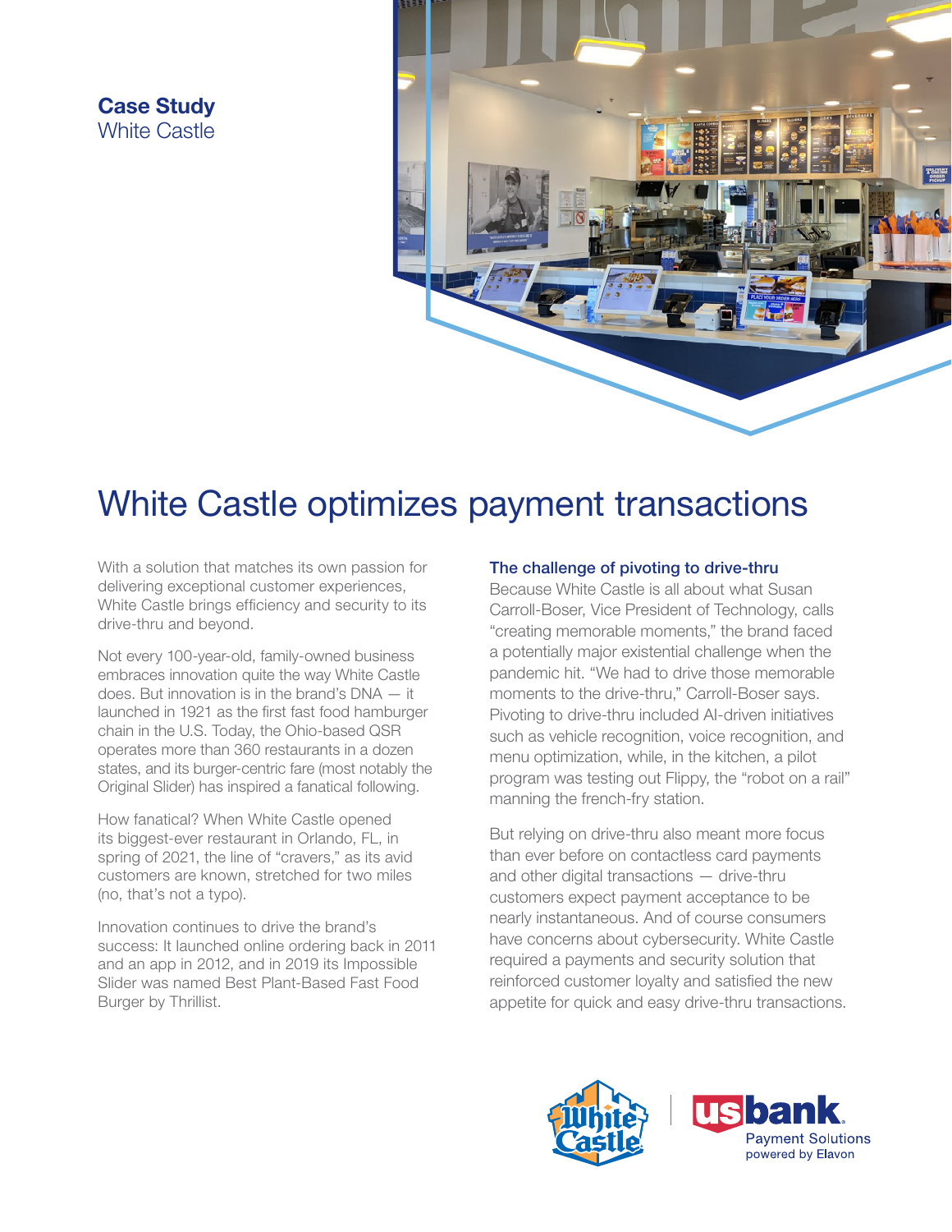**Case Study**
White Castle

# White Castle optimizes payment transactions

With a solution that matches its own passion for delivering exceptional customer experiences, White Castle brings efficiency and security to its drive-thru and beyond.

Not every 100-year-old, family-owned business embraces innovation quite the way White Castle does. But innovation is in the brand's DNA — it launched in 1921 as the first fast food hamburger chain in the U.S. Today, the Ohio-based QSR operates more than 360 restaurants in a dozen states, and its burger-centric fare (most notably the Original Slider) has inspired a fanatical following.

How fanatical? When White Castle opened its biggest-ever restaurant in Orlando, FL, in spring of 2021, the line of "cravers," as its avid customers are known, stretched for two miles (no, that's not a typo).

Innovation continues to drive the brand's success: It launched online ordering back in 2011 and an app in 2012, and in 2019 its Impossible Slider was named Best Plant-Based Fast Food Burger by Thrillist.

## The challenge of pivoting to drive-thru

Because White Castle is all about what Susan Carroll-Boser, Vice President of Technology, calls "creating memorable moments," the brand faced a potentially major existential challenge when the pandemic hit. "We had to drive those memorable moments to the drive-thru," Carroll-Boser says. Pivoting to drive-thru included AI-driven initiatives such as vehicle recognition, voice recognition, and menu optimization, while, in the kitchen, a pilot program was testing out Flippy, the "robot on a rail" manning the french-fry station.

But relying on drive-thru also meant more focus than ever before on contactless card payments and other digital transactions — drive-thru customers expect payment acceptance to be nearly instantaneous. And of course consumers have concerns about cybersecurity. White Castle required a payments and security solution that reinforced customer loyalty and satisfied the new appetite for quick and easy drive-thru transactions.

White Castle | usbank Payment Solutions powered by Elavon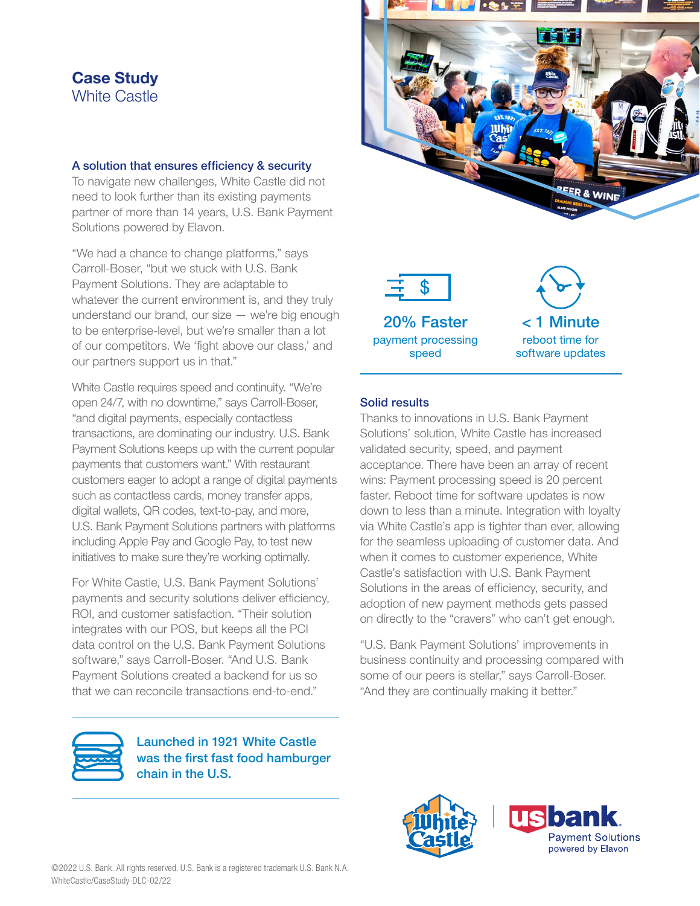# Case Study

White Castle

## A solution that ensures efficiency & security

To navigate new challenges, White Castle did not need to look further than its existing payments partner of more than 14 years, U.S. Bank Payment Solutions powered by Elavon.

"We had a chance to change platforms," says Carroll-Boser, "but we stuck with U.S. Bank Payment Solutions. They are adaptable to whatever the current environment is, and they truly understand our brand, our size — we're big enough to be enterprise-level, but we're smaller than a lot of our competitors. We 'fight above our class,' and our partners support us in that."

White Castle requires speed and continuity. "We're open 24/7, with no downtime," says Carroll-Boser, "and digital payments, especially contactless transactions, are dominating our industry. U.S. Bank Payment Solutions keeps up with the current popular payments that customers want." With restaurant customers eager to adopt a range of digital payments such as contactless cards, money transfer apps, digital wallets, QR codes, text-to-pay, and more, U.S. Bank Payment Solutions partners with platforms including Apple Pay and Google Pay, to test new initiatives to make sure they're working optimally.

For White Castle, U.S. Bank Payment Solutions' payments and security solutions deliver efficiency, ROI, and customer satisfaction. "Their solution integrates with our POS, but keeps all the PCI data control on the U.S. Bank Payment Solutions software," says Carroll-Boser. "And U.S. Bank Payment Solutions created a backend for us so that we can reconcile transactions end-to-end."

**Launched in 1921 White Castle was the first fast food hamburger chain in the U.S.**

**20% Faster**
payment processing speed

**< 1 Minute**
reboot time for software updates

## Solid results

Thanks to innovations in U.S. Bank Payment Solutions' solution, White Castle has increased validated security, speed, and payment acceptance. There have been an array of recent wins: Payment processing speed is 20 percent faster. Reboot time for software updates is now down to less than a minute. Integration with loyalty via White Castle's app is tighter than ever, allowing for the seamless uploading of customer data. And when it comes to customer experience, White Castle's satisfaction with U.S. Bank Payment Solutions in the areas of efficiency, security, and adoption of new payment methods gets passed on directly to the "cravers" who can't get enough.

"U.S. Bank Payment Solutions' improvements in business continuity and processing compared with some of our peers is stellar," says Carroll-Boser. "And they are continually making it better."

White Castle | usbank Payment Solutions powered by Elavon

©2022 U.S. Bank. All rights reserved. U.S. Bank is a registered trademark U.S. Bank N.A.
WhiteCastle/CaseStudy-DLC-02/22